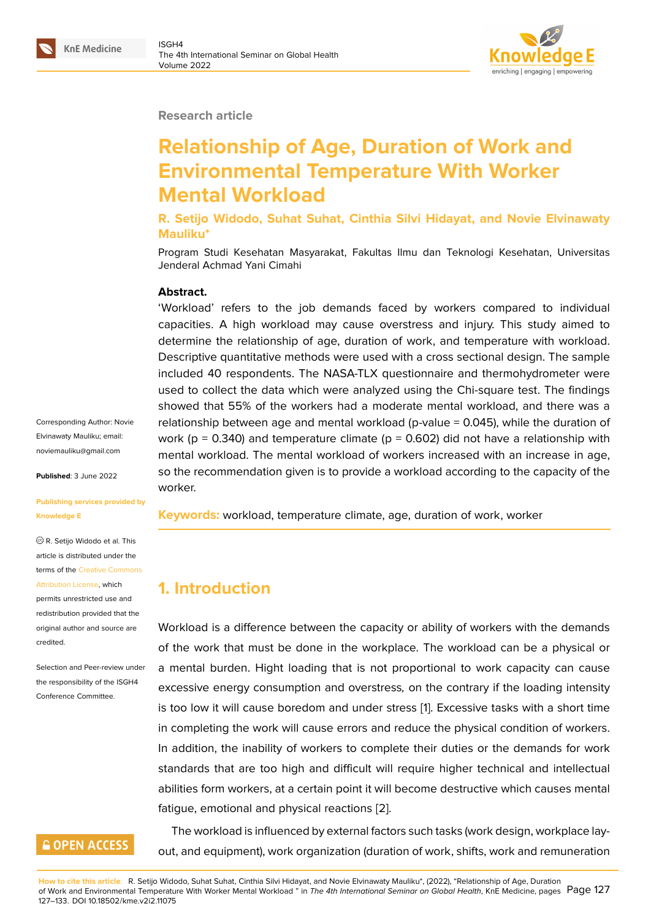Research article

# Relationship of Age, Duration of Work and Environmental Temperature With Worker Mental Workload

**R. Setijo Widodo, Suhat Suhat, Cinthia Silvi Hidayat, and Novie Elvinawaty Mauliku***

Program Studi Kesehatan Masyarakat, Fakultas Ilmu dan Teknologi Kesehatan, Universitas Jenderal Achmad Yani Cimahi

**Abstract.**
'Workload' refers to the job demands faced by workers compared to individual capacities. A high workload may cause overstress and injury. This study aimed to determine the relationship of age, duration of work, and temperature with workload. Descriptive quantitative methods were used with a cross sectional design. The sample included 40 respondents. The NASA-TLX questionnaire and thermohydrometer were used to collect the data which were analyzed using the Chi-square test. The findings showed that 55% of the workers had a moderate mental workload, and there was a relationship between age and mental workload (p-value = 0.045), while the duration of work (p = 0.340) and temperature climate (p = 0.602) did not have a relationship with mental workload. The mental workload of workers increased with an increase in age, so the recommendation given is to provide a workload according to the capacity of the worker.

**Keywords:** workload, temperature climate, age, duration of work, worker

Corresponding Author: Novie Elvinawaty Mauliku; email: noviemauliku@gmail.com

**Published**: 3 June 2022

**Publishing services provided by Knowledge E**

© R. Setijo Widodo et al. This article is distributed under the terms of the Creative Commons Attribution License, which permits unrestricted use and redistribution provided that the original author and source are credited.

Selection and Peer-review under the responsibility of the ISGH4 Conference Committee.

## 1. Introduction

Workload is a difference between the capacity or ability of workers with the demands of the work that must be done in the workplace. The workload can be a physical or a mental burden. Hight loading that is not proportional to work capacity can cause excessive energy consumption and overstress, on the contrary if the loading intensity is too low it will cause boredom and under stress [1]. Excessive tasks with a short time in completing the work will cause errors and reduce the physical condition of workers. In addition, the inability of workers to complete their duties or the demands for work standards that are too high and difficult will require higher technical and intellectual abilities form workers, at a certain point it will become destructive which causes mental fatigue, emotional and physical reactions [2].

The workload is influenced by external factors such tasks (work design, workplace layout, and equipment), work organization (duration of work, shifts, work and remuneration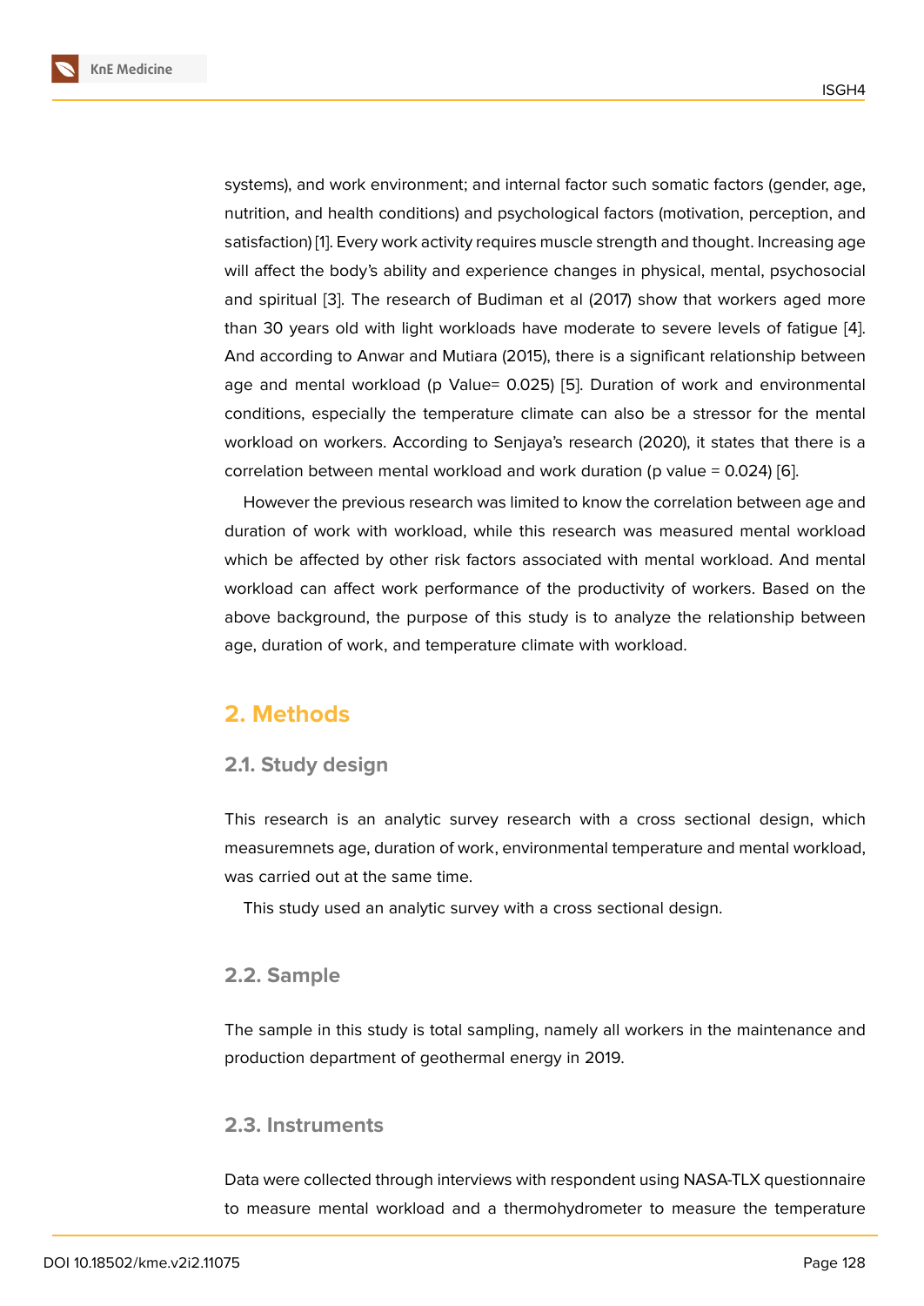systems), and work environment; and internal factor such somatic factors (gender, age, nutrition, and health conditions) and psychological factors (motivation, perception, and satisfaction) [1]. Every work activity requires muscle strength and thought. Increasing age will affect the body's ability and experience changes in physical, mental, psychosocial and spiritual [3]. The research of Budiman et al (2017) show that workers aged more than 30 years old with light workloads have moderate to severe levels of fatigue [4]. And according to Anwar and Mutiara (2015), there is a significant relationship between age and mental workload (p Value= 0.025) [5]. Duration of work and environmental conditions, especially the temperature climate can also be a stressor for the mental workload on workers. According to Senjaya's research (2020), it states that there is a correlation between mental workload and work duration (p value = 0.024) [6].

However the previous research was limited to know the correlation between age and duration of work with workload, while this research was measured mental workload which be affected by other risk factors associated with mental workload. And mental workload can affect work performance of the productivity of workers. Based on the above background, the purpose of this study is to analyze the relationship between age, duration of work, and temperature climate with workload.

## 2. Methods

### 2.1. Study design

This research is an analytic survey research with a cross sectional design, which measuremnets age, duration of work, environmental temperature and mental workload, was carried out at the same time.

This study used an analytic survey with a cross sectional design.

### 2.2. Sample

The sample in this study is total sampling, namely all workers in the maintenance and production department of geothermal energy in 2019.

### 2.3. Instruments

Data were collected through interviews with respondent using NASA-TLX questionnaire to measure mental workload and a thermohydrometer to measure the temperature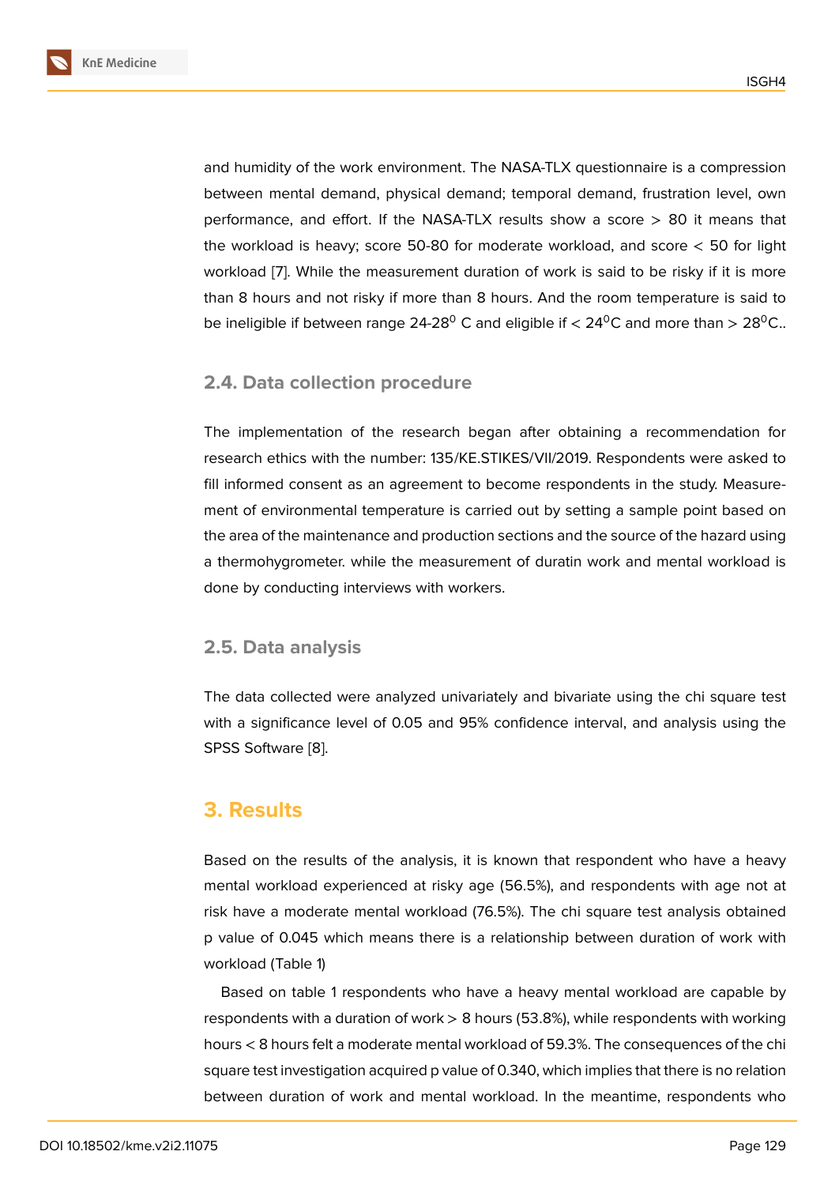and humidity of the work environment. The NASA-TLX questionnaire is a compression between mental demand, physical demand; temporal demand, frustration level, own performance, and effort. If the NASA-TLX results show a score > 80 it means that the workload is heavy; score 50-80 for moderate workload, and score < 50 for light workload [7]. While the measurement duration of work is said to be risky if it is more than 8 hours and not risky if more than 8 hours. And the room temperature is said to be ineligible if between range 24-28$^{0}$ C and eligible if < 24$^{0}$C and more than > 28$^{0}$C..

### 2.4. Data collection procedure

The implementation of the research began after obtaining a recommendation for research ethics with the number: 135/KE.STIKES/VII/2019. Respondents were asked to fill informed consent as an agreement to become respondents in the study. Measurement of environmental temperature is carried out by setting a sample point based on the area of the maintenance and production sections and the source of the hazard using a thermohygrometer. while the measurement of duratin work and mental workload is done by conducting interviews with workers.

### 2.5. Data analysis

The data collected were analyzed univariately and bivariate using the chi square test with a significance level of 0.05 and 95% confidence interval, and analysis using the SPSS Software [8].

## 3. Results

Based on the results of the analysis, it is known that respondent who have a heavy mental workload experienced at risky age (56.5%), and respondents with age not at risk have a moderate mental workload (76.5%). The chi square test analysis obtained p value of 0.045 which means there is a relationship between duration of work with workload (Table 1)

Based on table 1 respondents who have a heavy mental workload are capable by respondents with a duration of work > 8 hours (53.8%), while respondents with working hours < 8 hours felt a moderate mental workload of 59.3%. The consequences of the chi square test investigation acquired p value of 0.340, which implies that there is no relation between duration of work and mental workload. In the meantime, respondents who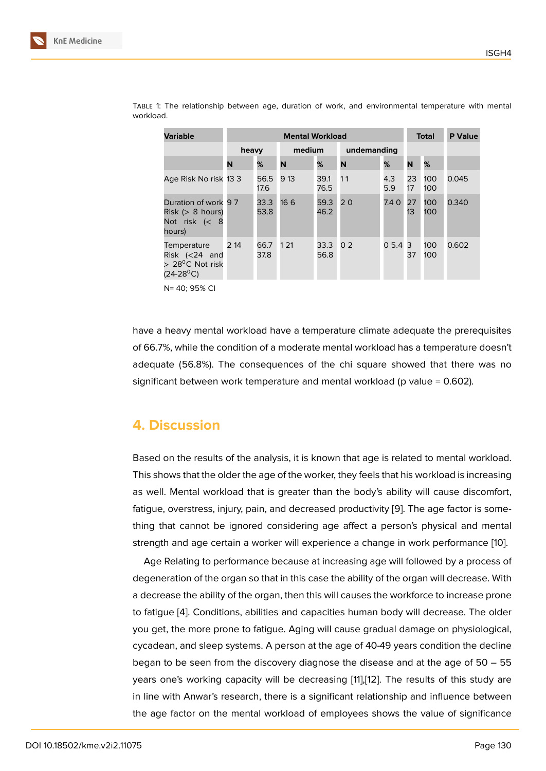Table 1: The relationship between age, duration of work, and environmental temperature with mental workload.

| Variable | Mental Workload | | | | | | Total | | P Value |
|---|---|---|---|---|---|---|---|---|---|
| | heavy | | medium | | undemanding | | | | |
| | N | % | N | % | N | % | N | % | |
| Age Risk No risk | 13 3 | 56.5 17.6 | 9 13 | 39.1 76.5 | 1 1 | 4.3 5.9 | 23 17 | 100 100 | 0.045 |
| Duration of work Risk (> 8 hours) Not risk (< 8 hours) | 9 7 | 33.3 53.8 | 16 6 | 59.3 46.2 | 2 0 | 7.4 0 | 27 13 | 100 100 | 0.340 |
| Temperature Risk (<24 and > 28$^{0}$C Not risk (24-28$^{0}$C) | 2 14 | 66.7 37.8 | 1 21 | 33.3 56.8 | 0 2 | 0 5.4 | 3 37 | 100 100 | 0.602 |

N= 40; 95% CI

have a heavy mental workload have a temperature climate adequate the prerequisites of 66.7%, while the condition of a moderate mental workload has a temperature doesn't adequate (56.8%). The consequences of the chi square showed that there was no significant between work temperature and mental workload (p value = 0.602).

## 4. Discussion

Based on the results of the analysis, it is known that age is related to mental workload. This shows that the older the age of the worker, they feels that his workload is increasing as well. Mental workload that is greater than the body's ability will cause discomfort, fatigue, overstress, injury, pain, and decreased productivity [9]. The age factor is something that cannot be ignored considering age affect a person's physical and mental strength and age certain a worker will experience a change in work performance [10].

Age Relating to performance because at increasing age will followed by a process of degeneration of the organ so that in this case the ability of the organ will decrease. With a decrease the ability of the organ, then this will causes the workforce to increase prone to fatigue [4]. Conditions, abilities and capacities human body will decrease. The older you get, the more prone to fatigue. Aging will cause gradual damage on physiological, cycadean, and sleep systems. A person at the age of 40-49 years condition the decline began to be seen from the discovery diagnose the disease and at the age of 50 – 55 years one's working capacity will be decreasing [11],[12]. The results of this study are in line with Anwar's research, there is a significant relationship and influence between the age factor on the mental workload of employees shows the value of significance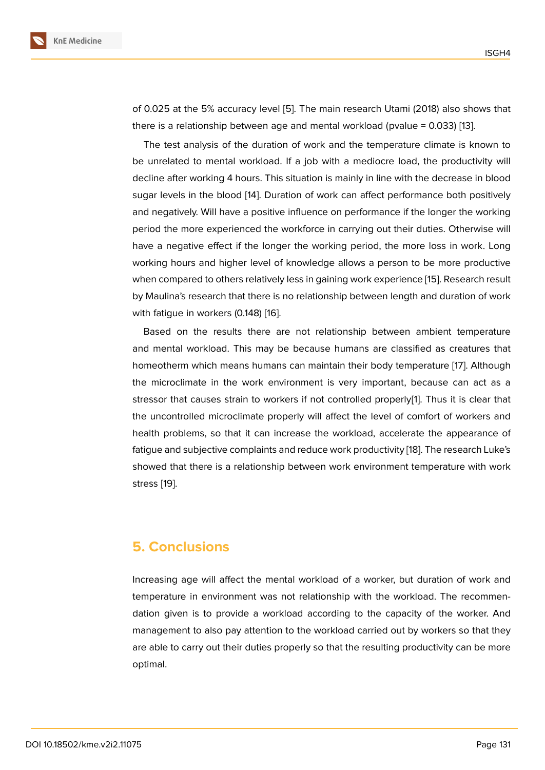of 0.025 at the 5% accuracy level [5]. The main research Utami (2018) also shows that there is a relationship between age and mental workload (pvalue = 0.033) [13].

The test analysis of the duration of work and the temperature climate is known to be unrelated to mental workload. If a job with a mediocre load, the productivity will decline after working 4 hours. This situation is mainly in line with the decrease in blood sugar levels in the blood [14]. Duration of work can affect performance both positively and negatively. Will have a positive influence on performance if the longer the working period the more experienced the workforce in carrying out their duties. Otherwise will have a negative effect if the longer the working period, the more loss in work. Long working hours and higher level of knowledge allows a person to be more productive when compared to others relatively less in gaining work experience [15]. Research result by Maulina's research that there is no relationship between length and duration of work with fatigue in workers (0.148) [16].

Based on the results there are not relationship between ambient temperature and mental workload. This may be because humans are classified as creatures that homeotherm which means humans can maintain their body temperature [17]. Although the microclimate in the work environment is very important, because can act as a stressor that causes strain to workers if not controlled properly[1]. Thus it is clear that the uncontrolled microclimate properly will affect the level of comfort of workers and health problems, so that it can increase the workload, accelerate the appearance of fatigue and subjective complaints and reduce work productivity [18]. The research Luke's showed that there is a relationship between work environment temperature with work stress [19].

## 5. Conclusions

Increasing age will affect the mental workload of a worker, but duration of work and temperature in environment was not relationship with the workload. The recommendation given is to provide a workload according to the capacity of the worker. And management to also pay attention to the workload carried out by workers so that they are able to carry out their duties properly so that the resulting productivity can be more optimal.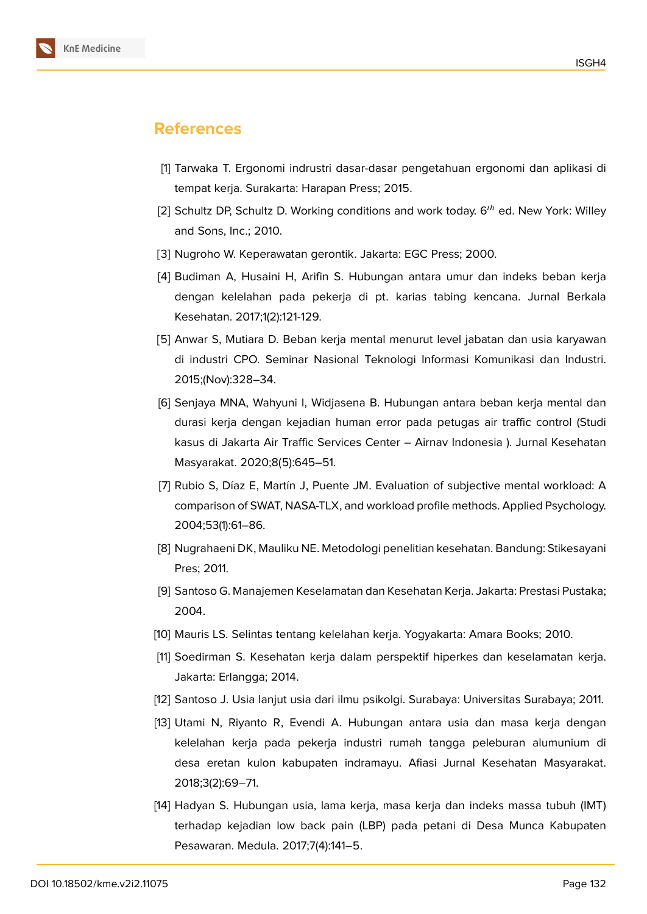## References

[1] Tarwaka T. Ergonomi indrustri dasar-dasar pengetahuan ergonomi dan aplikasi di tempat kerja. Surakarta: Harapan Press; 2015.

[2] Schultz DP, Schultz D. Working conditions and work today. $6^{th}$ ed. New York: Willey and Sons, Inc.; 2010.

[3] Nugroho W. Keperawatan gerontik. Jakarta: EGC Press; 2000.

[4] Budiman A, Husaini H, Arifin S. Hubungan antara umur dan indeks beban kerja dengan kelelahan pada pekerja di pt. karias tabing kencana. Jurnal Berkala Kesehatan. 2017;1(2):121-129.

[5] Anwar S, Mutiara D. Beban kerja mental menurut level jabatan dan usia karyawan di industri CPO. Seminar Nasional Teknologi Informasi Komunikasi dan Industri. 2015;(Nov):328–34.

[6] Senjaya MNA, Wahyuni I, Widjasena B. Hubungan antara beban kerja mental dan durasi kerja dengan kejadian human error pada petugas air traffic control (Studi kasus di Jakarta Air Traffic Services Center – Airnav Indonesia ). Jurnal Kesehatan Masyarakat. 2020;8(5):645–51.

[7] Rubio S, Díaz E, Martín J, Puente JM. Evaluation of subjective mental workload: A comparison of SWAT, NASA-TLX, and workload profile methods. Applied Psychology. 2004;53(1):61–86.

[8] Nugrahaeni DK, Mauliku NE. Metodologi penelitian kesehatan. Bandung: Stikesayani Pres; 2011.

[9] Santoso G. Manajemen Keselamatan dan Kesehatan Kerja. Jakarta: Prestasi Pustaka; 2004.

[10] Mauris LS. Selintas tentang kelelahan kerja. Yogyakarta: Amara Books; 2010.

[11] Soedirman S. Kesehatan kerja dalam perspektif hiperkes dan keselamatan kerja. Jakarta: Erlangga; 2014.

[12] Santoso J. Usia lanjut usia dari ilmu psikolgi. Surabaya: Universitas Surabaya; 2011.

[13] Utami N, Riyanto R, Evendi A. Hubungan antara usia dan masa kerja dengan kelelahan kerja pada pekerja industri rumah tangga peleburan alumunium di desa eretan kulon kabupaten indramayu. Afiasi Jurnal Kesehatan Masyarakat. 2018;3(2):69–71.

[14] Hadyan S. Hubungan usia, lama kerja, masa kerja dan indeks massa tubuh (IMT) terhadap kejadian low back pain (LBP) pada petani di Desa Munca Kabupaten Pesawaran. Medula. 2017;7(4):141–5.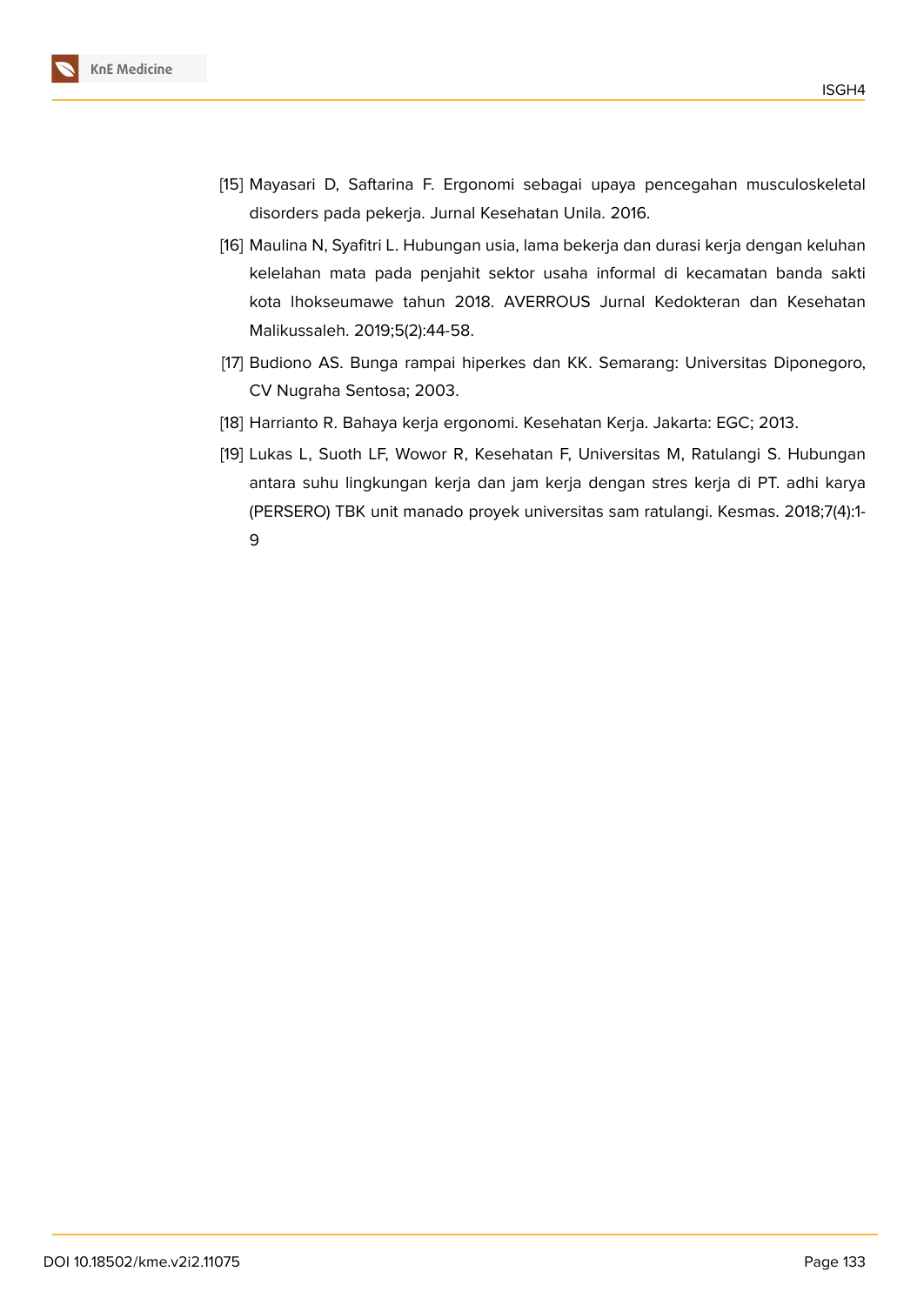[15] Mayasari D, Saftarina F. Ergonomi sebagai upaya pencegahan musculoskeletal disorders pada pekerja. Jurnal Kesehatan Unila. 2016.

[16] Maulina N, Syafitri L. Hubungan usia, lama bekerja dan durasi kerja dengan keluhan kelelahan mata pada penjahit sektor usaha informal di kecamatan banda sakti kota lhokseumawe tahun 2018. AVERROUS Jurnal Kedokteran dan Kesehatan Malikussaleh. 2019;5(2):44-58.

[17] Budiono AS. Bunga rampai hiperkes dan KK. Semarang: Universitas Diponegoro, CV Nugraha Sentosa; 2003.

[18] Harrianto R. Bahaya kerja ergonomi. Kesehatan Kerja. Jakarta: EGC; 2013.

[19] Lukas L, Suoth LF, Wowor R, Kesehatan F, Universitas M, Ratulangi S. Hubungan antara suhu lingkungan kerja dan jam kerja dengan stres kerja di PT. adhi karya (PERSERO) TBK unit manado proyek universitas sam ratulangi. Kesmas. 2018;7(4):1-9